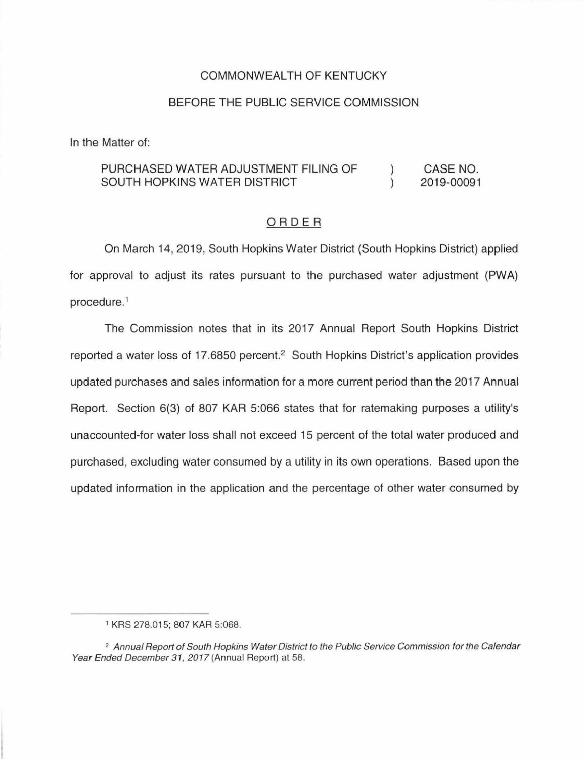COMMONWEALTH OF KENTUCKY

BEFORE THE PUBLIC SERVICE COMMISSION

In the Matter of:

| | | |
|---|---|---|
| PURCHASED WATER ADJUSTMENT FILING OF SOUTH HOPKINS WATER DISTRICT | ) ) | CASE NO. 2019-00091 |

## ORDER

On March 14, 2019, South Hopkins Water District (South Hopkins District) applied for approval to adjust its rates pursuant to the purchased water adjustment (PWA) procedure.[1]

The Commission notes that in its 2017 Annual Report South Hopkins District reported a water loss of 17.6850 percent.[2] South Hopkins District's application provides updated purchases and sales information for a more current period than the 2017 Annual Report. Section 6(3) of 807 KAR 5:066 states that for ratemaking purposes a utility's unaccounted-for water loss shall not exceed 15 percent of the total water produced and purchased, excluding water consumed by a utility in its own operations. Based upon the updated information in the application and the percentage of other water consumed by

---

[1] KRS 278.015; 807 KAR 5:068.

[2] *Annual Report of South Hopkins Water District to the Public Service Commission for the Calendar Year Ended December 31, 2017* (Annual Report) at 58.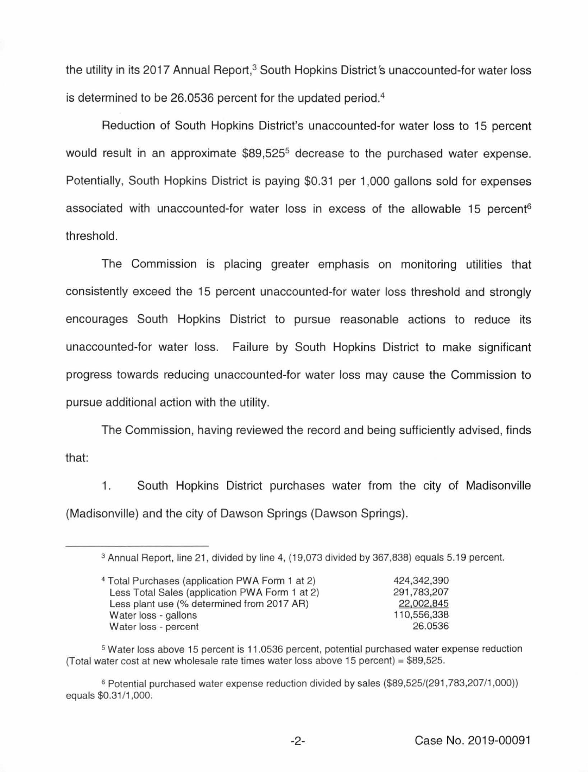the utility in its 2017 Annual Report,[3] South Hopkins District's unaccounted-for water loss is determined to be 26.0536 percent for the updated period.[4]

Reduction of South Hopkins District's unaccounted-for water loss to 15 percent would result in an approximate $89,525[5] decrease to the purchased water expense. Potentially, South Hopkins District is paying $0.31 per 1,000 gallons sold for expenses associated with unaccounted-for water loss in excess of the allowable 15 percent[6] threshold.

The Commission is placing greater emphasis on monitoring utilities that consistently exceed the 15 percent unaccounted-for water loss threshold and strongly encourages South Hopkins District to pursue reasonable actions to reduce its unaccounted-for water loss. Failure by South Hopkins District to make significant progress towards reducing unaccounted-for water loss may cause the Commission to pursue additional action with the utility.

The Commission, having reviewed the record and being sufficiently advised, finds that:

1. South Hopkins District purchases water from the city of Madisonville (Madisonville) and the city of Dawson Springs (Dawson Springs).

---

[3] Annual Report, line 21, divided by line 4, (19,073 divided by 367,838) equals 5.19 percent.

[4]

| | |
|---|---|
| Total Purchases (application PWA Form 1 at 2) | 424,342,390 |
| Less Total Sales (application PWA Form 1 at 2) | 291,783,207 |
| Less plant use (% determined from 2017 AR) | 22,002,845 |
| Water loss - gallons | 110,556,338 |
| Water loss - percent | 26.0536 |

[5] Water loss above 15 percent is 11.0536 percent, potential purchased water expense reduction (Total water cost at new wholesale rate times water loss above 15 percent) = $89,525.

[6] Potential purchased water expense reduction divided by sales ($89,525/(291,783,207/1,000)) equals $0.31/1,000.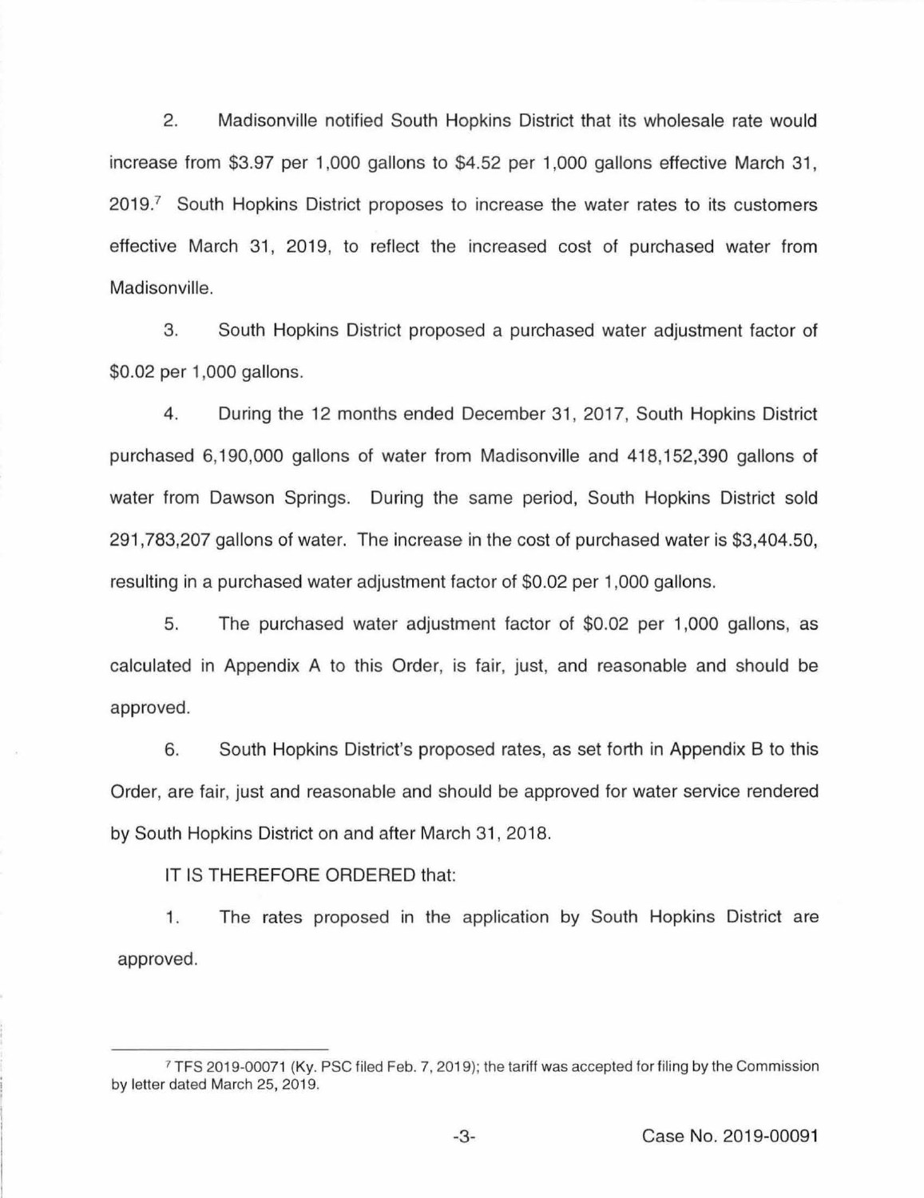2. Madisonville notified South Hopkins District that its wholesale rate would increase from $3.97 per 1,000 gallons to $4.52 per 1,000 gallons effective March 31, 2019.[7] South Hopkins District proposes to increase the water rates to its customers effective March 31, 2019, to reflect the increased cost of purchased water from Madisonville.

3. South Hopkins District proposed a purchased water adjustment factor of $0.02 per 1,000 gallons.

4. During the 12 months ended December 31, 2017, South Hopkins District purchased 6,190,000 gallons of water from Madisonville and 418,152,390 gallons of water from Dawson Springs. During the same period, South Hopkins District sold 291,783,207 gallons of water. The increase in the cost of purchased water is $3,404.50, resulting in a purchased water adjustment factor of $0.02 per 1,000 gallons.

5. The purchased water adjustment factor of $0.02 per 1,000 gallons, as calculated in Appendix A to this Order, is fair, just, and reasonable and should be approved.

6. South Hopkins District's proposed rates, as set forth in Appendix B to this Order, are fair, just and reasonable and should be approved for water service rendered by South Hopkins District on and after March 31, 2018.

IT IS THEREFORE ORDERED that:

1. The rates proposed in the application by South Hopkins District are approved.

---

[7] TFS 2019-00071 (Ky. PSC filed Feb. 7, 2019); the tariff was accepted for filing by the Commission by letter dated March 25, 2019.

Case No. 2019-00091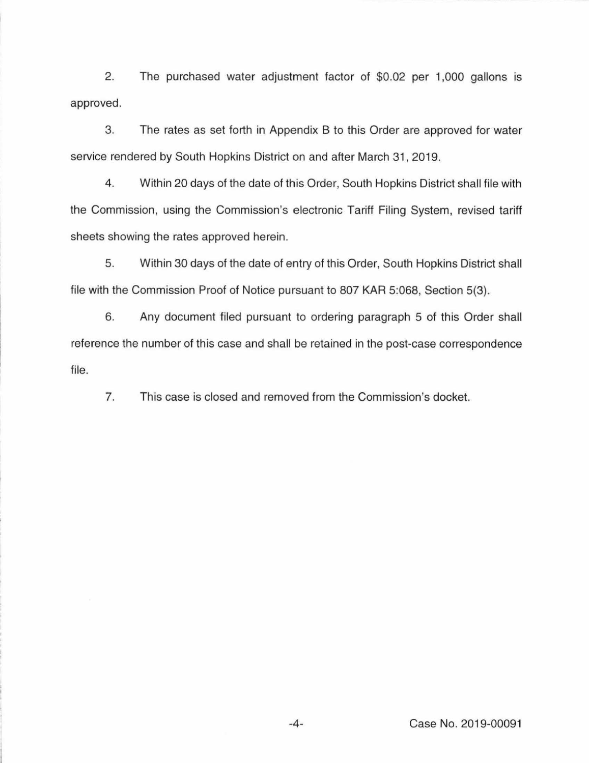2. The purchased water adjustment factor of $0.02 per 1,000 gallons is approved.

3. The rates as set forth in Appendix B to this Order are approved for water service rendered by South Hopkins District on and after March 31, 2019.

4. Within 20 days of the date of this Order, South Hopkins District shall file with the Commission, using the Commission's electronic Tariff Filing System, revised tariff sheets showing the rates approved herein.

5. Within 30 days of the date of entry of this Order, South Hopkins District shall file with the Commission Proof of Notice pursuant to 807 KAR 5:068, Section 5(3).

6. Any document filed pursuant to ordering paragraph 5 of this Order shall reference the number of this case and shall be retained in the post-case correspondence file.

7. This case is closed and removed from the Commission's docket.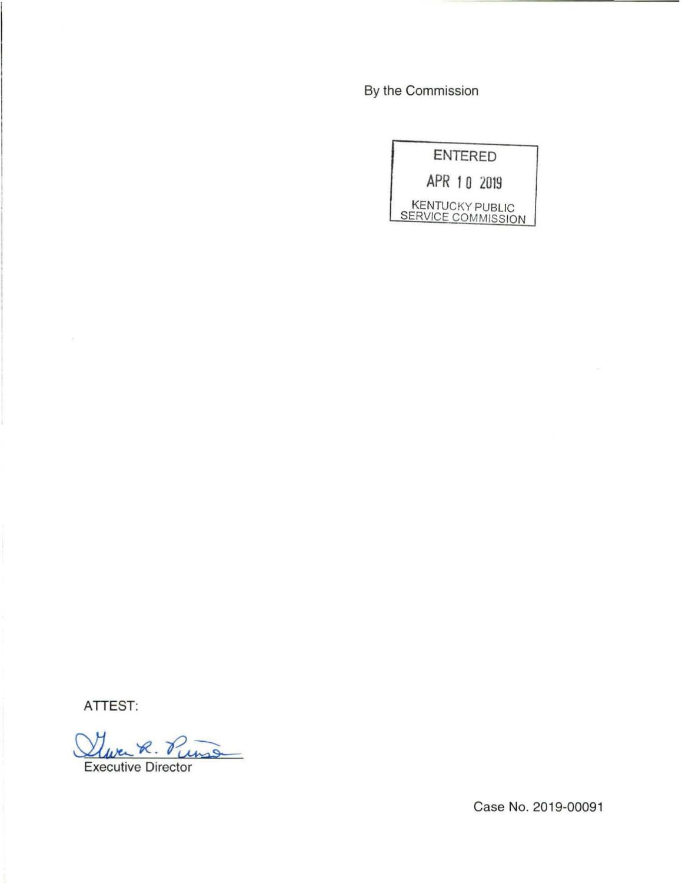By the Commission

ENTERED

APR 10 2019

KENTUCKY PUBLIC SERVICE COMMISSION

ATTEST:

Executive Director

Case No. 2019-00091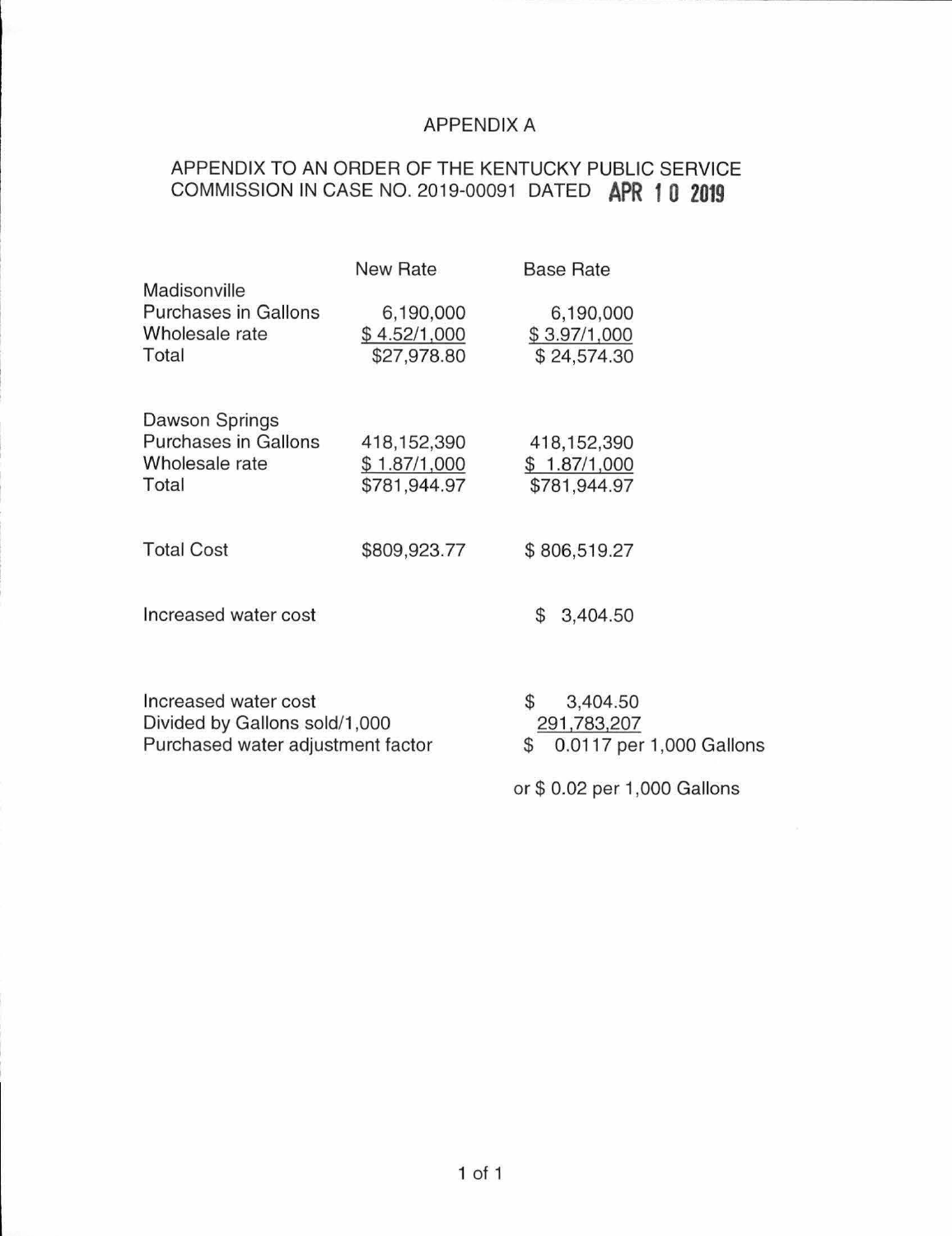# APPENDIX A

## APPENDIX TO AN ORDER OF THE KENTUCKY PUBLIC SERVICE COMMISSION IN CASE NO. 2019-00091 DATED APR 10 2019

| | New Rate | Base Rate |
|---|---|---|
| **Madisonville** | | |
| Purchases in Gallons | 6,190,000 | 6,190,000 |
| Wholesale rate | $ 4.52/1,000 | $ 3.97/1,000 |
| Total | $27,978.80 | $ 24,574.30 |
| | | |
| **Dawson Springs** | | |
| Purchases in Gallons | 418,152,390 | 418,152,390 |
| Wholesale rate | $ 1.87/1,000 | $ 1.87/1,000 |
| Total | $781,944.97 | $781,944.97 |
| | | |
| Total Cost | $809,923.77 | $ 806,519.27 |
| | | |
| Increased water cost | | $ 3,404.50 |

| | |
|---|---|
| Increased water cost | $ 3,404.50 |
| Divided by Gallons sold/1,000 | 291,783,207 |
| Purchased water adjustment factor | $ 0.0117 per 1,000 Gallons |
| | or $ 0.02 per 1,000 Gallons |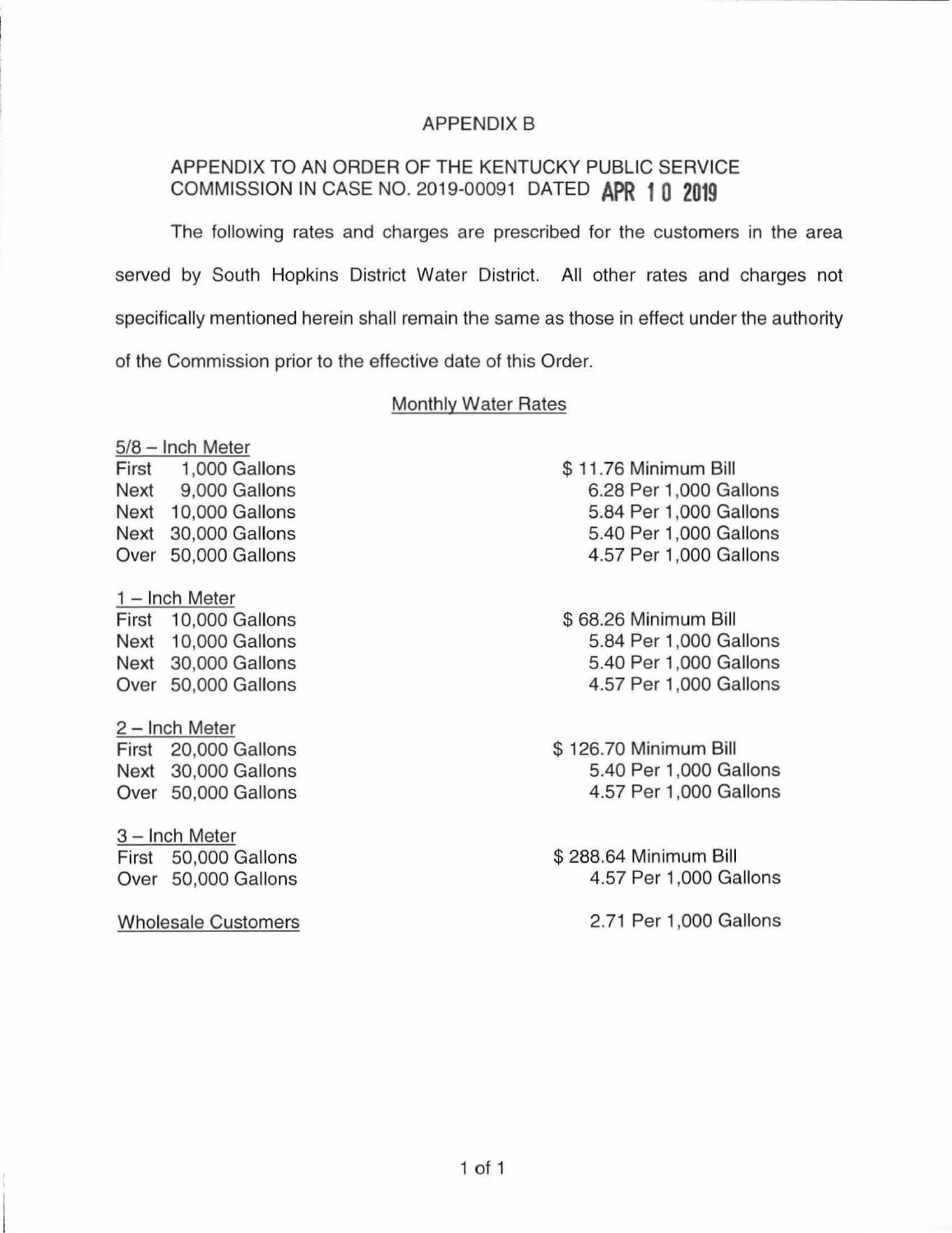# APPENDIX B

APPENDIX TO AN ORDER OF THE KENTUCKY PUBLIC SERVICE COMMISSION IN CASE NO. 2019-00091 DATED **APR 10 2019**

The following rates and charges are prescribed for the customers in the area served by South Hopkins District Water District. All other rates and charges not specifically mentioned herein shall remain the same as those in effect under the authority of the Commission prior to the effective date of this Order.

## Monthly Water Rates

**5/8 – Inch Meter**

| | |
|---|---|
| First 1,000 Gallons | $ 11.76 Minimum Bill |
| Next 9,000 Gallons | 6.28 Per 1,000 Gallons |
| Next 10,000 Gallons | 5.84 Per 1,000 Gallons |
| Next 30,000 Gallons | 5.40 Per 1,000 Gallons |
| Over 50,000 Gallons | 4.57 Per 1,000 Gallons |

**1 – Inch Meter**

| | |
|---|---|
| First 10,000 Gallons | $ 68.26 Minimum Bill |
| Next 10,000 Gallons | 5.84 Per 1,000 Gallons |
| Next 30,000 Gallons | 5.40 Per 1,000 Gallons |
| Over 50,000 Gallons | 4.57 Per 1,000 Gallons |

**2 – Inch Meter**

| | |
|---|---|
| First 20,000 Gallons | $ 126.70 Minimum Bill |
| Next 30,000 Gallons | 5.40 Per 1,000 Gallons |
| Over 50,000 Gallons | 4.57 Per 1,000 Gallons |

**3 – Inch Meter**

| | |
|---|---|
| First 50,000 Gallons | $ 288.64 Minimum Bill |
| Over 50,000 Gallons | 4.57 Per 1,000 Gallons |

| | |
|---|---|
| Wholesale Customers | 2.71 Per 1,000 Gallons |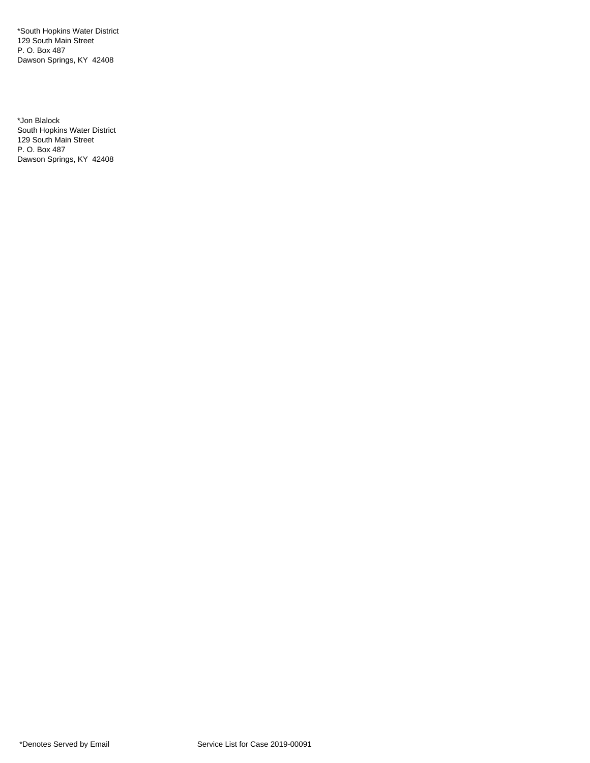*South Hopkins Water District
129 South Main Street
P. O. Box 487
Dawson Springs, KY  42408

*Jon Blalock
South Hopkins Water District
129 South Main Street
P. O. Box 487
Dawson Springs, KY  42408

*Denotes Served by Email

Service List for Case 2019-00091